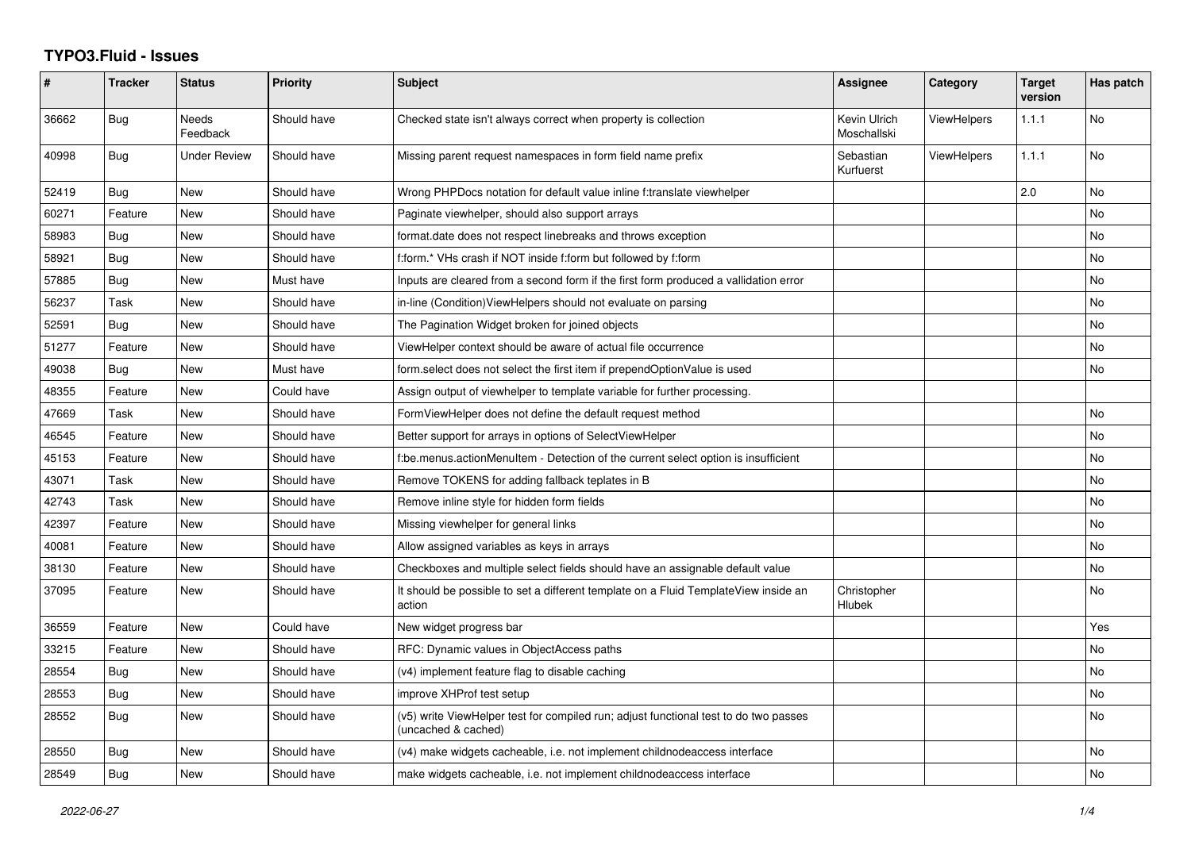# TYPO3.Fluid - Issues

| # | Tracker | Status | Priority | Subject | Assignee | Category | Target version | Has patch |
|---|---|---|---|---|---|---|---|---|
| 36662 | Bug | Needs Feedback | Should have | Checked state isn't always correct when property is collection | Kevin Ulrich Moschallski | ViewHelpers | 1.1.1 | No |
| 40998 | Bug | Under Review | Should have | Missing parent request namespaces in form field name prefix | Sebastian Kurfuerst | ViewHelpers | 1.1.1 | No |
| 52419 | Bug | New | Should have | Wrong PHPDocs notation for default value inline f:translate viewhelper | | | 2.0 | No |
| 60271 | Feature | New | Should have | Paginate viewhelper, should also support arrays | | | | No |
| 58983 | Bug | New | Should have | format.date does not respect linebreaks and throws exception | | | | No |
| 58921 | Bug | New | Should have | f:form.* VHs crash if NOT inside f:form but followed by f:form | | | | No |
| 57885 | Bug | New | Must have | Inputs are cleared from a second form if the first form produced a vallidation error | | | | No |
| 56237 | Task | New | Should have | in-line (Condition)ViewHelpers should not evaluate on parsing | | | | No |
| 52591 | Bug | New | Should have | The Pagination Widget broken for joined objects | | | | No |
| 51277 | Feature | New | Should have | ViewHelper context should be aware of actual file occurrence | | | | No |
| 49038 | Bug | New | Must have | form.select does not select the first item if prependOptionValue is used | | | | No |
| 48355 | Feature | New | Could have | Assign output of viewhelper to template variable for further processing. | | | | |
| 47669 | Task | New | Should have | FormViewHelper does not define the default request method | | | | No |
| 46545 | Feature | New | Should have | Better support for arrays in options of SelectViewHelper | | | | No |
| 45153 | Feature | New | Should have | f:be.menus.actionMenuItem - Detection of the current select option is insufficient | | | | No |
| 43071 | Task | New | Should have | Remove TOKENS for adding fallback teplates in B | | | | No |
| 42743 | Task | New | Should have | Remove inline style for hidden form fields | | | | No |
| 42397 | Feature | New | Should have | Missing viewhelper for general links | | | | No |
| 40081 | Feature | New | Should have | Allow assigned variables as keys in arrays | | | | No |
| 38130 | Feature | New | Should have | Checkboxes and multiple select fields should have an assignable default value | | | | No |
| 37095 | Feature | New | Should have | It should be possible to set a different template on a Fluid TemplateView inside an action | Christopher Hlubek | | | No |
| 36559 | Feature | New | Could have | New widget progress bar | | | | Yes |
| 33215 | Feature | New | Should have | RFC: Dynamic values in ObjectAccess paths | | | | No |
| 28554 | Bug | New | Should have | (v4) implement feature flag to disable caching | | | | No |
| 28553 | Bug | New | Should have | improve XHProf test setup | | | | No |
| 28552 | Bug | New | Should have | (v5) write ViewHelper test for compiled run; adjust functional test to do two passes (uncached & cached) | | | | No |
| 28550 | Bug | New | Should have | (v4) make widgets cacheable, i.e. not implement childnodeaccess interface | | | | No |
| 28549 | Bug | New | Should have | make widgets cacheable, i.e. not implement childnodeaccess interface | | | | No |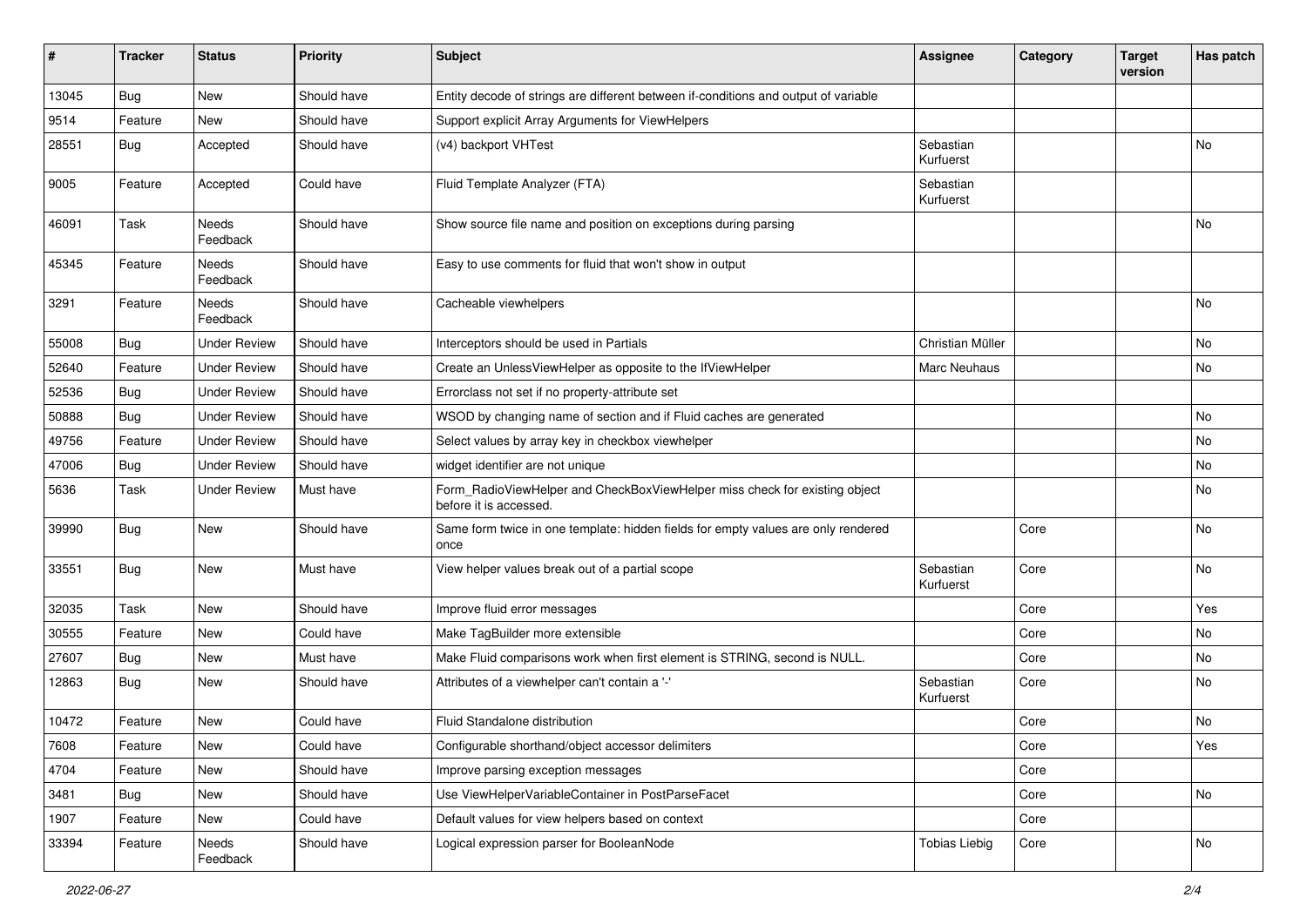| # | Tracker | Status | Priority | Subject | Assignee | Category | Target version | Has patch |
|---|---|---|---|---|---|---|---|---|
| 13045 | Bug | New | Should have | Entity decode of strings are different between if-conditions and output of variable | | | | |
| 9514 | Feature | New | Should have | Support explicit Array Arguments for ViewHelpers | | | | |
| 28551 | Bug | Accepted | Should have | (v4) backport VHTest | Sebastian Kurfuerst | | | No |
| 9005 | Feature | Accepted | Could have | Fluid Template Analyzer (FTA) | Sebastian Kurfuerst | | | |
| 46091 | Task | Needs Feedback | Should have | Show source file name and position on exceptions during parsing | | | | No |
| 45345 | Feature | Needs Feedback | Should have | Easy to use comments for fluid that won't show in output | | | | |
| 3291 | Feature | Needs Feedback | Should have | Cacheable viewhelpers | | | | No |
| 55008 | Bug | Under Review | Should have | Interceptors should be used in Partials | Christian Müller | | | No |
| 52640 | Feature | Under Review | Should have | Create an UnlessViewHelper as opposite to the IfViewHelper | Marc Neuhaus | | | No |
| 52536 | Bug | Under Review | Should have | Errorclass not set if no property-attribute set | | | | |
| 50888 | Bug | Under Review | Should have | WSOD by changing name of section and if Fluid caches are generated | | | | No |
| 49756 | Feature | Under Review | Should have | Select values by array key in checkbox viewhelper | | | | No |
| 47006 | Bug | Under Review | Should have | widget identifier are not unique | | | | No |
| 5636 | Task | Under Review | Must have | Form_RadioViewHelper and CheckBoxViewHelper miss check for existing object before it is accessed. | | | | No |
| 39990 | Bug | New | Should have | Same form twice in one template: hidden fields for empty values are only rendered once | | Core | | No |
| 33551 | Bug | New | Must have | View helper values break out of a partial scope | Sebastian Kurfuerst | Core | | No |
| 32035 | Task | New | Should have | Improve fluid error messages | | Core | | Yes |
| 30555 | Feature | New | Could have | Make TagBuilder more extensible | | Core | | No |
| 27607 | Bug | New | Must have | Make Fluid comparisons work when first element is STRING, second is NULL. | | Core | | No |
| 12863 | Bug | New | Should have | Attributes of a viewhelper can't contain a '-' | Sebastian Kurfuerst | Core | | No |
| 10472 | Feature | New | Could have | Fluid Standalone distribution | | Core | | No |
| 7608 | Feature | New | Could have | Configurable shorthand/object accessor delimiters | | Core | | Yes |
| 4704 | Feature | New | Should have | Improve parsing exception messages | | Core | | |
| 3481 | Bug | New | Should have | Use ViewHelperVariableContainer in PostParseFacet | | Core | | No |
| 1907 | Feature | New | Could have | Default values for view helpers based on context | | Core | | |
| 33394 | Feature | Needs Feedback | Should have | Logical expression parser for BooleanNode | Tobias Liebig | Core | | No |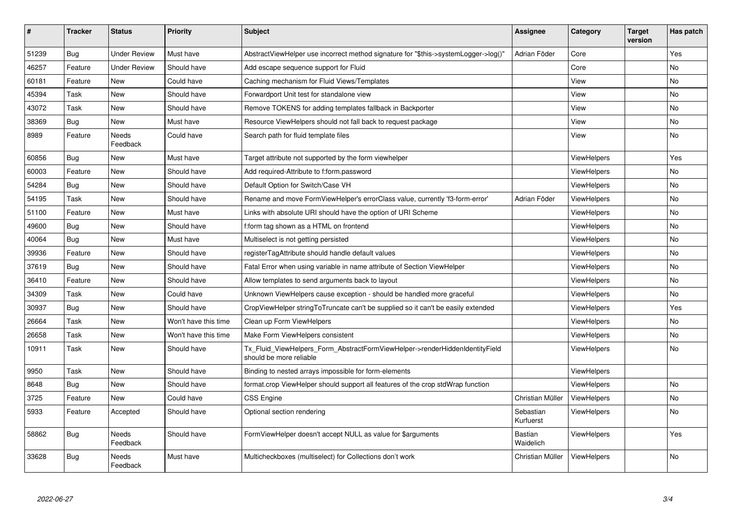| # | Tracker | Status | Priority | Subject | Assignee | Category | Target version | Has patch |
|---|---|---|---|---|---|---|---|---|
| 51239 | Bug | Under Review | Must have | AbstractViewHelper use incorrect method signature for "$this->systemLogger->log()" | Adrian Föder | Core | | Yes |
| 46257 | Feature | Under Review | Should have | Add escape sequence support for Fluid | | Core | | No |
| 60181 | Feature | New | Could have | Caching mechanism for Fluid Views/Templates | | View | | No |
| 45394 | Task | New | Should have | Forwardport Unit test for standalone view | | View | | No |
| 43072 | Task | New | Should have | Remove TOKENS for adding templates fallback in Backporter | | View | | No |
| 38369 | Bug | New | Must have | Resource ViewHelpers should not fall back to request package | | View | | No |
| 8989 | Feature | Needs Feedback | Could have | Search path for fluid template files | | View | | No |
| 60856 | Bug | New | Must have | Target attribute not supported by the form viewhelper | | ViewHelpers | | Yes |
| 60003 | Feature | New | Should have | Add required-Attribute to f:form.password | | ViewHelpers | | No |
| 54284 | Bug | New | Should have | Default Option for Switch/Case VH | | ViewHelpers | | No |
| 54195 | Task | New | Should have | Rename and move FormViewHelper's errorClass value, currently 'f3-form-error' | Adrian Föder | ViewHelpers | | No |
| 51100 | Feature | New | Must have | Links with absolute URI should have the option of URI Scheme | | ViewHelpers | | No |
| 49600 | Bug | New | Should have | f:form tag shown as a HTML on frontend | | ViewHelpers | | No |
| 40064 | Bug | New | Must have | Multiselect is not getting persisted | | ViewHelpers | | No |
| 39936 | Feature | New | Should have | registerTagAttribute should handle default values | | ViewHelpers | | No |
| 37619 | Bug | New | Should have | Fatal Error when using variable in name attribute of Section ViewHelper | | ViewHelpers | | No |
| 36410 | Feature | New | Should have | Allow templates to send arguments back to layout | | ViewHelpers | | No |
| 34309 | Task | New | Could have | Unknown ViewHelpers cause exception - should be handled more graceful | | ViewHelpers | | No |
| 30937 | Bug | New | Should have | CropViewHelper stringToTruncate can't be supplied so it can't be easily extended | | ViewHelpers | | Yes |
| 26664 | Task | New | Won't have this time | Clean up Form ViewHelpers | | ViewHelpers | | No |
| 26658 | Task | New | Won't have this time | Make Form ViewHelpers consistent | | ViewHelpers | | No |
| 10911 | Task | New | Should have | Tx_Fluid_ViewHelpers_Form_AbstractFormViewHelper->renderHiddenIdentityField should be more reliable | | ViewHelpers | | No |
| 9950 | Task | New | Should have | Binding to nested arrays impossible for form-elements | | ViewHelpers | | |
| 8648 | Bug | New | Should have | format.crop ViewHelper should support all features of the crop stdWrap function | | ViewHelpers | | No |
| 3725 | Feature | New | Could have | CSS Engine | Christian Müller | ViewHelpers | | No |
| 5933 | Feature | Accepted | Should have | Optional section rendering | Sebastian Kurfuerst | ViewHelpers | | No |
| 58862 | Bug | Needs Feedback | Should have | FormViewHelper doesn't accept NULL as value for $arguments | Bastian Waidelich | ViewHelpers | | Yes |
| 33628 | Bug | Needs Feedback | Must have | Multicheckboxes (multiselect) for Collections don't work | Christian Müller | ViewHelpers | | No |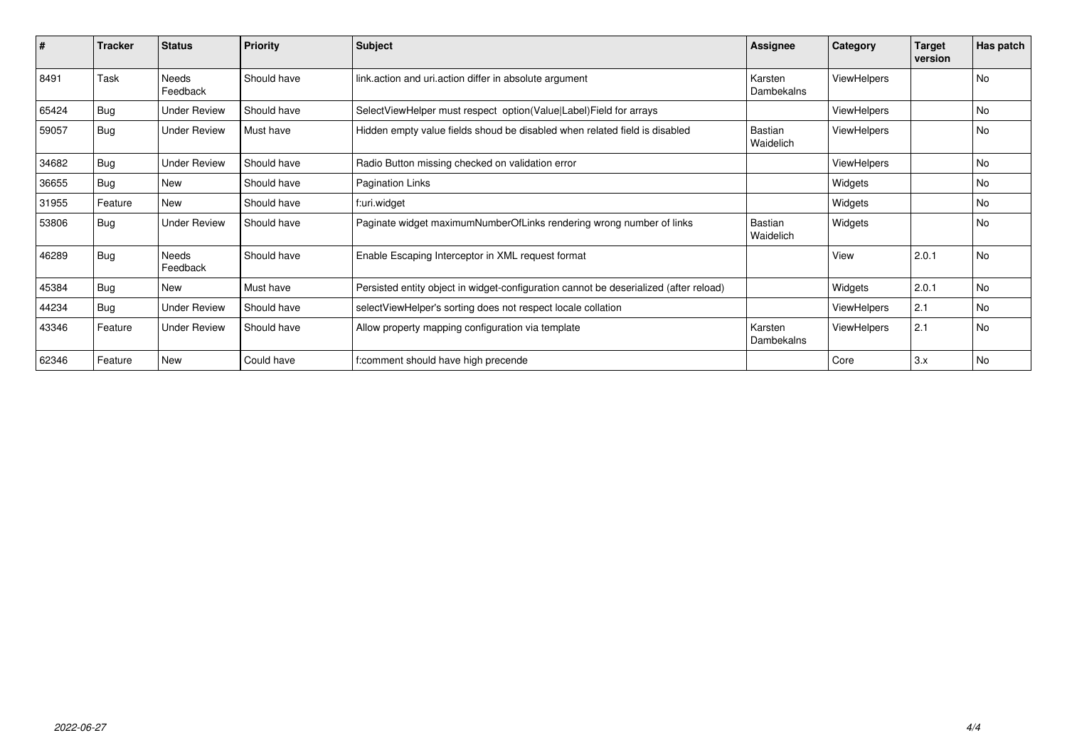| # | Tracker | Status | Priority | Subject | Assignee | Category | Target version | Has patch |
|---|---|---|---|---|---|---|---|---|
| 8491 | Task | Needs Feedback | Should have | link.action and uri.action differ in absolute argument | Karsten Dambekalns | ViewHelpers | | No |
| 65424 | Bug | Under Review | Should have | SelectViewHelper must respect option(Value|Label)Field for arrays | | ViewHelpers | | No |
| 59057 | Bug | Under Review | Must have | Hidden empty value fields shoud be disabled when related field is disabled | Bastian Waidelich | ViewHelpers | | No |
| 34682 | Bug | Under Review | Should have | Radio Button missing checked on validation error | | ViewHelpers | | No |
| 36655 | Bug | New | Should have | Pagination Links | | Widgets | | No |
| 31955 | Feature | New | Should have | f:uri.widget | | Widgets | | No |
| 53806 | Bug | Under Review | Should have | Paginate widget maximumNumberOfLinks rendering wrong number of links | Bastian Waidelich | Widgets | | No |
| 46289 | Bug | Needs Feedback | Should have | Enable Escaping Interceptor in XML request format | | View | 2.0.1 | No |
| 45384 | Bug | New | Must have | Persisted entity object in widget-configuration cannot be deserialized (after reload) | | Widgets | 2.0.1 | No |
| 44234 | Bug | Under Review | Should have | selectViewHelper's sorting does not respect locale collation | | ViewHelpers | 2.1 | No |
| 43346 | Feature | Under Review | Should have | Allow property mapping configuration via template | Karsten Dambekalns | ViewHelpers | 2.1 | No |
| 62346 | Feature | New | Could have | f:comment should have high precende | | Core | 3.x | No |

*2022-06-27*